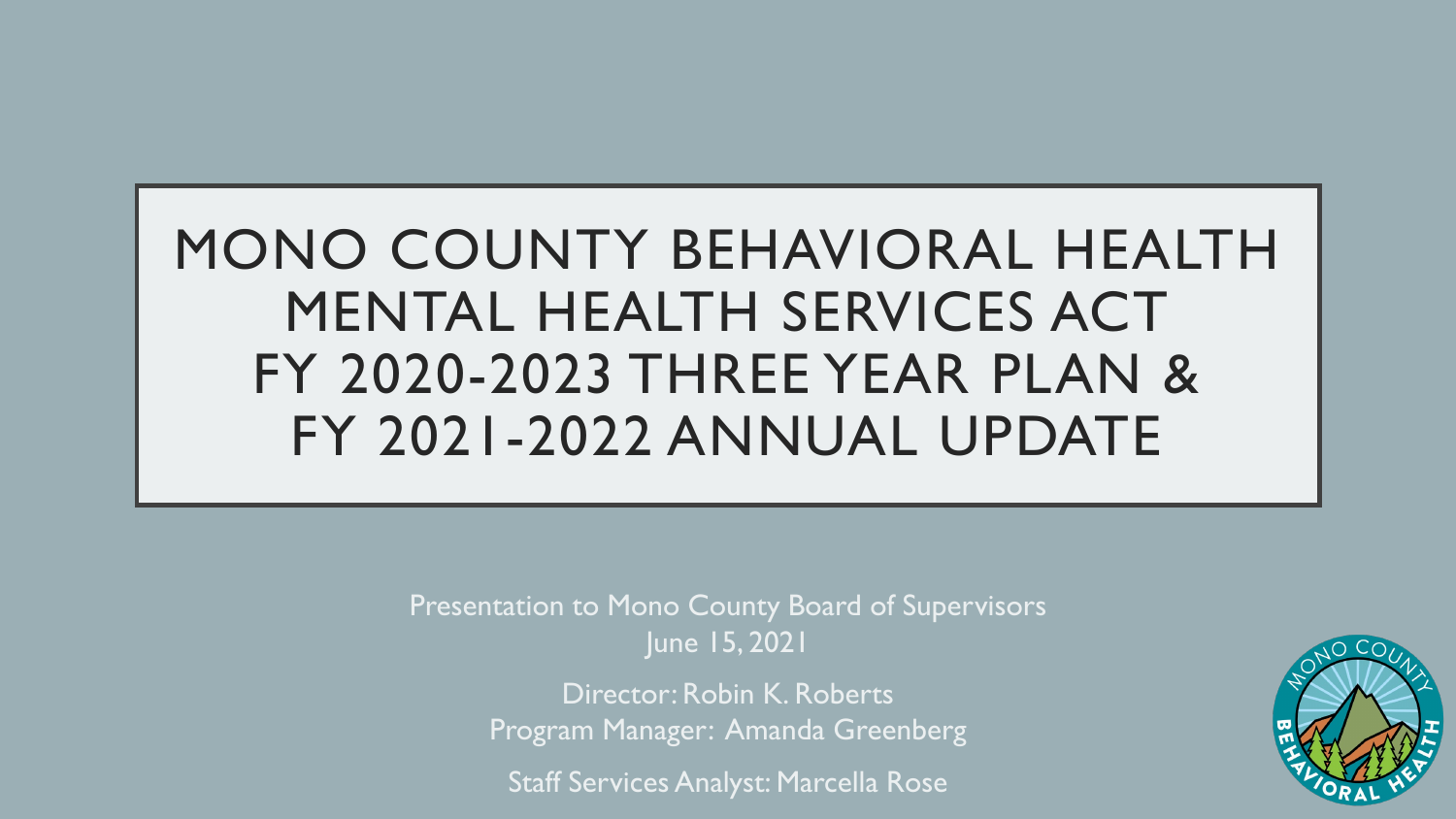# MONO COUNTY BEHAVIORAL HEALTH MENTAL HEALTH SERVICES ACT FY 2020-2023 THREE YEAR PLAN & FY 2021-2022 ANNUAL UPDATE

Presentation to Mono County Board of Supervisors
June 15, 2021

Director: Robin K. Roberts
Program Manager: Amanda Greenberg

Staff Services Analyst: Marcella Rose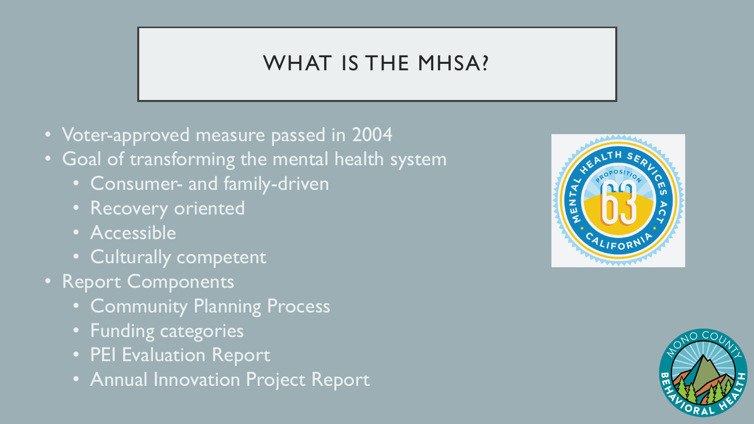# WHAT IS THE MHSA?

- Voter-approved measure passed in 2004
- Goal of transforming the mental health system
  - Consumer- and family-driven
  - Recovery oriented
  - Accessible
  - Culturally competent
- Report Components
  - Community Planning Process
  - Funding categories
  - PEI Evaluation Report
  - Annual Innovation Project Report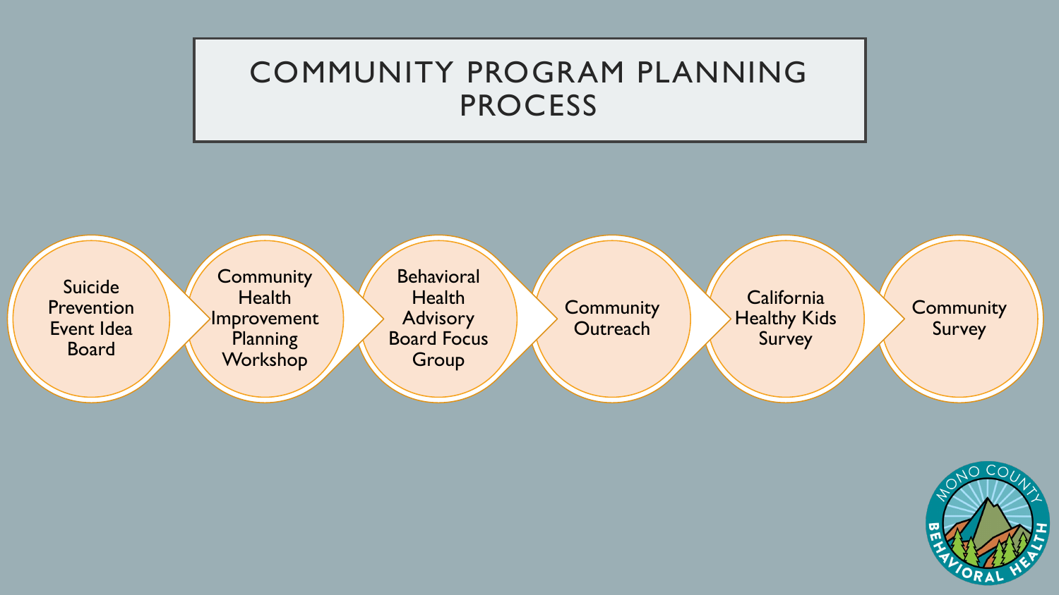# COMMUNITY PROGRAM PLANNING PROCESS

- Suicide Prevention Event Idea Board
- Community Health Improvement Planning Workshop
- Behavioral Health Advisory Board Focus Group
- Community Outreach
- California Healthy Kids Survey
- Community Survey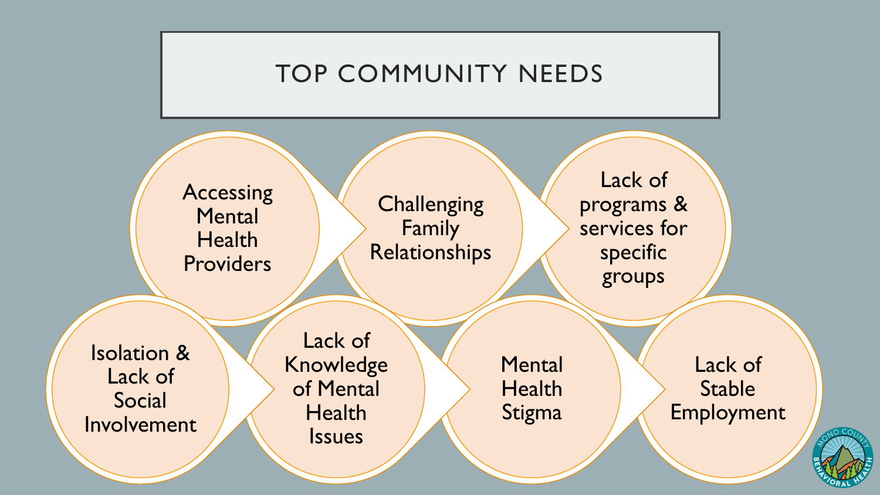# TOP COMMUNITY NEEDS

- Accessing Mental Health Providers
- Challenging Family Relationships
- Lack of programs & services for specific groups
- Isolation & Lack of Social Involvement
- Lack of Knowledge of Mental Health Issues
- Mental Health Stigma
- Lack of Stable Employment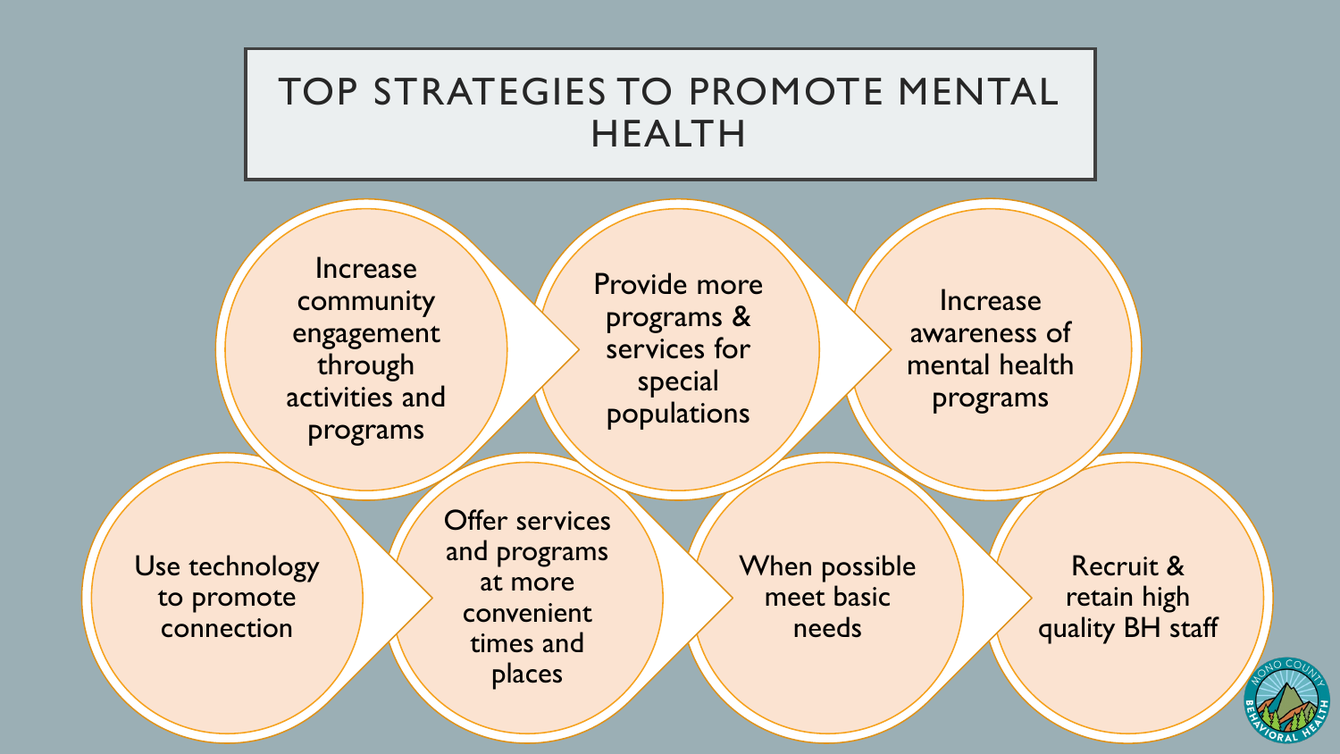# TOP STRATEGIES TO PROMOTE MENTAL HEALTH

- Increase community engagement through activities and programs
- Provide more programs & services for special populations
- Increase awareness of mental health programs
- Use technology to promote connection
- Offer services and programs at more convenient times and places
- When possible meet basic needs
- Recruit & retain high quality BH staff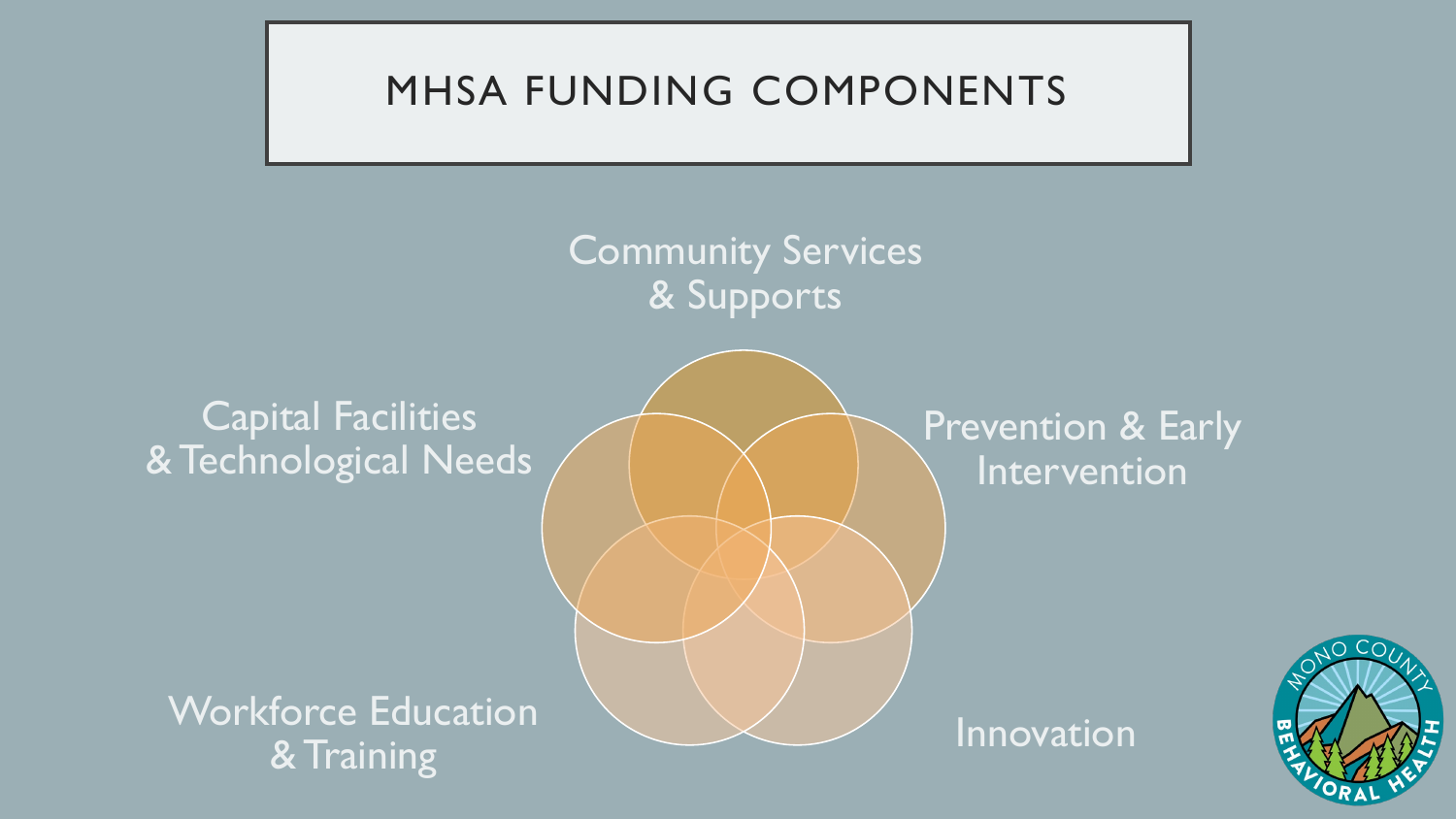# MHSA FUNDING COMPONENTS

- Community Services & Supports
- Prevention & Early Intervention
- Innovation
- Workforce Education & Training
- Capital Facilities & Technological Needs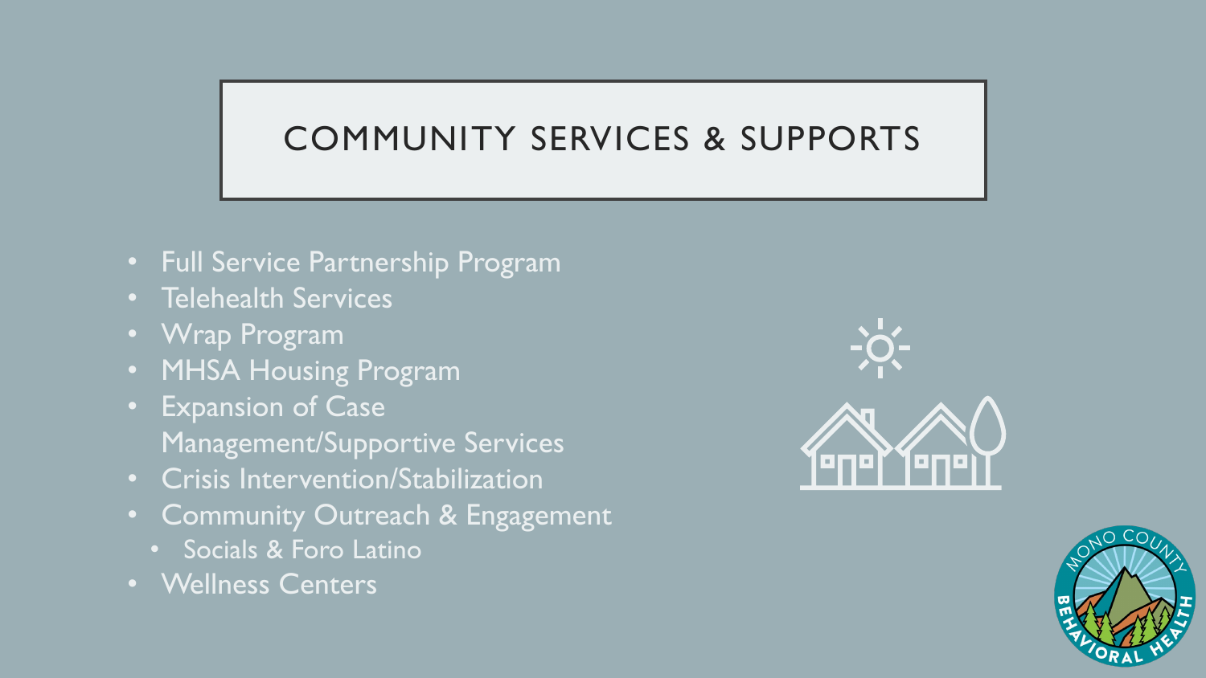# COMMUNITY SERVICES & SUPPORTS

- Full Service Partnership Program
- Telehealth Services
- Wrap Program
- MHSA Housing Program
- Expansion of Case Management/Supportive Services
- Crisis Intervention/Stabilization
- Community Outreach & Engagement
  - Socials & Foro Latino
- Wellness Centers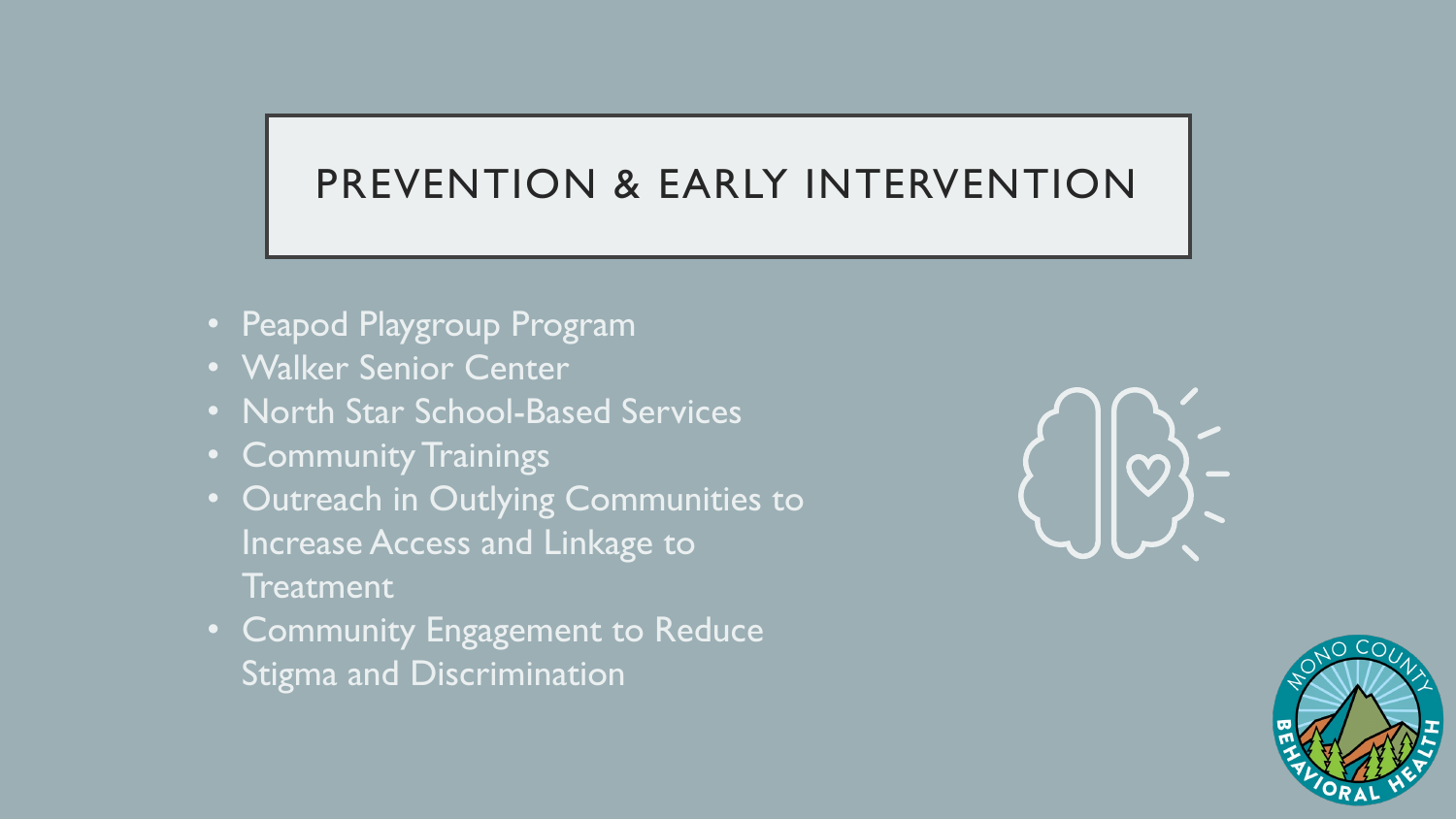# PREVENTION & EARLY INTERVENTION

- Peapod Playgroup Program
- Walker Senior Center
- North Star School-Based Services
- Community Trainings
- Outreach in Outlying Communities to Increase Access and Linkage to Treatment
- Community Engagement to Reduce Stigma and Discrimination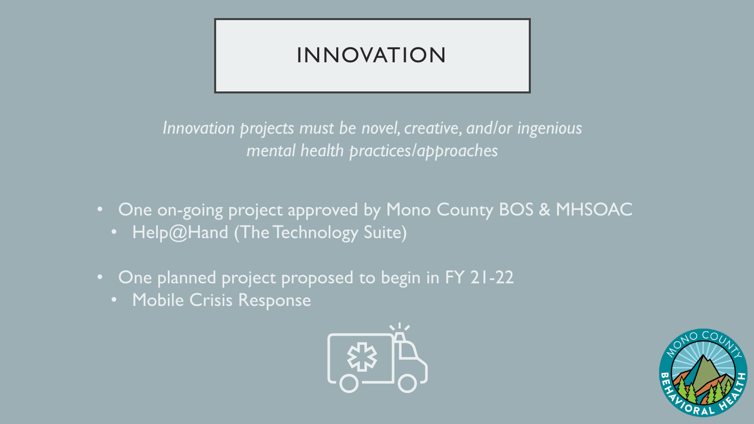# INNOVATION

*Innovation projects must be novel, creative, and/or ingenious mental health practices/approaches*

- One on-going project approved by Mono County BOS & MHSOAC
  - Help@Hand (The Technology Suite)
- One planned project proposed to begin in FY 21-22
  - Mobile Crisis Response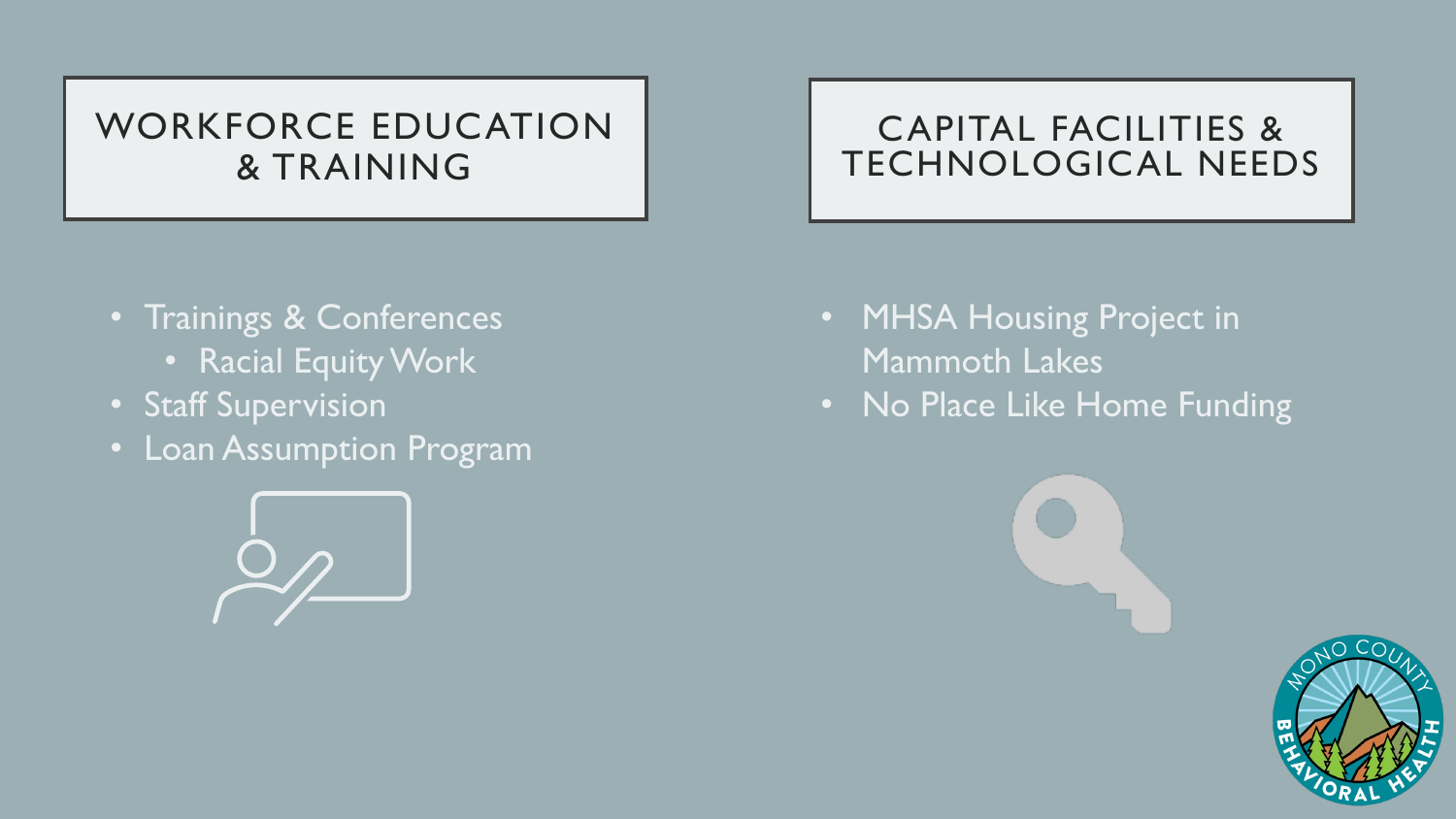## WORKFORCE EDUCATION & TRAINING

- Trainings & Conferences
  - Racial Equity Work
- Staff Supervision
- Loan Assumption Program

## CAPITAL FACILITIES & TECHNOLOGICAL NEEDS

- MHSA Housing Project in Mammoth Lakes
- No Place Like Home Funding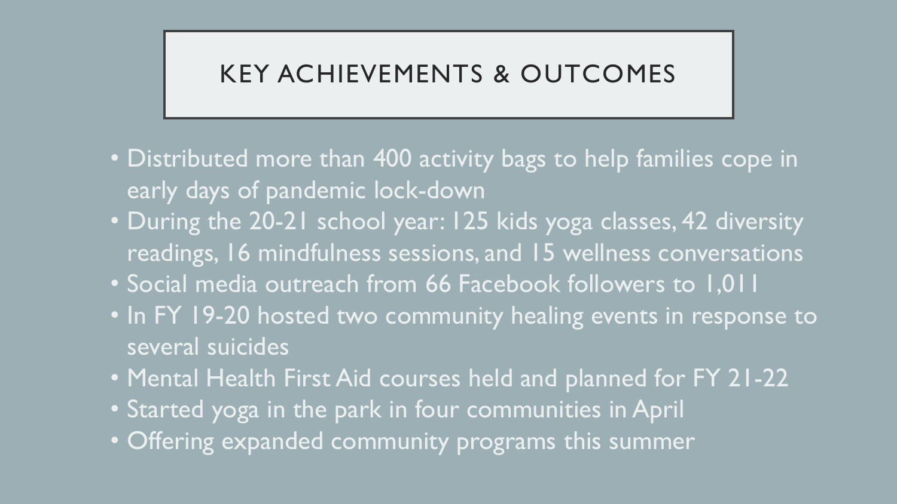# KEY ACHIEVEMENTS & OUTCOMES

- Distributed more than 400 activity bags to help families cope in early days of pandemic lock-down
- During the 20-21 school year: 125 kids yoga classes, 42 diversity readings, 16 mindfulness sessions, and 15 wellness conversations
- Social media outreach from 66 Facebook followers to 1,011
- In FY 19-20 hosted two community healing events in response to several suicides
- Mental Health First Aid courses held and planned for FY 21-22
- Started yoga in the park in four communities in April
- Offering expanded community programs this summer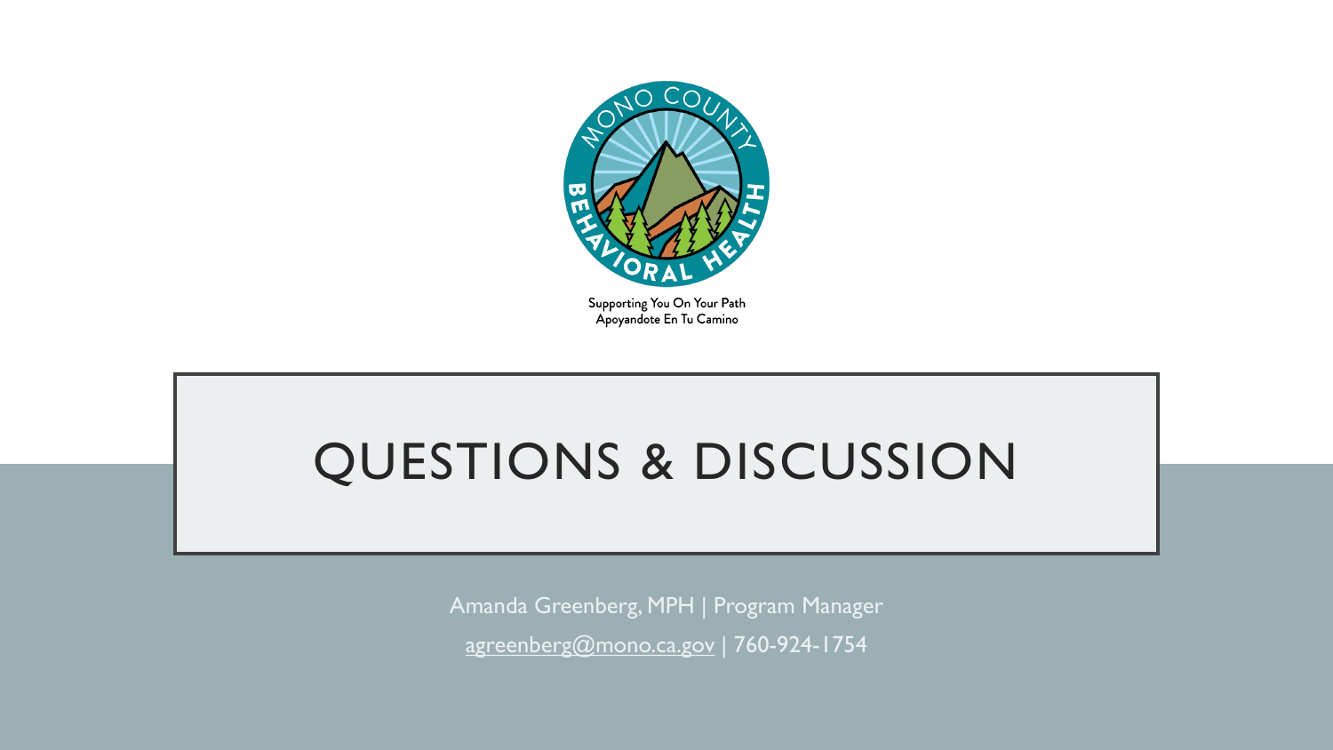Supporting You On Your Path
Apoyandote En Tu Camino

# QUESTIONS & DISCUSSION

Amanda Greenberg, MPH | Program Manager

agreenberg@mono.ca.gov | 760-924-1754